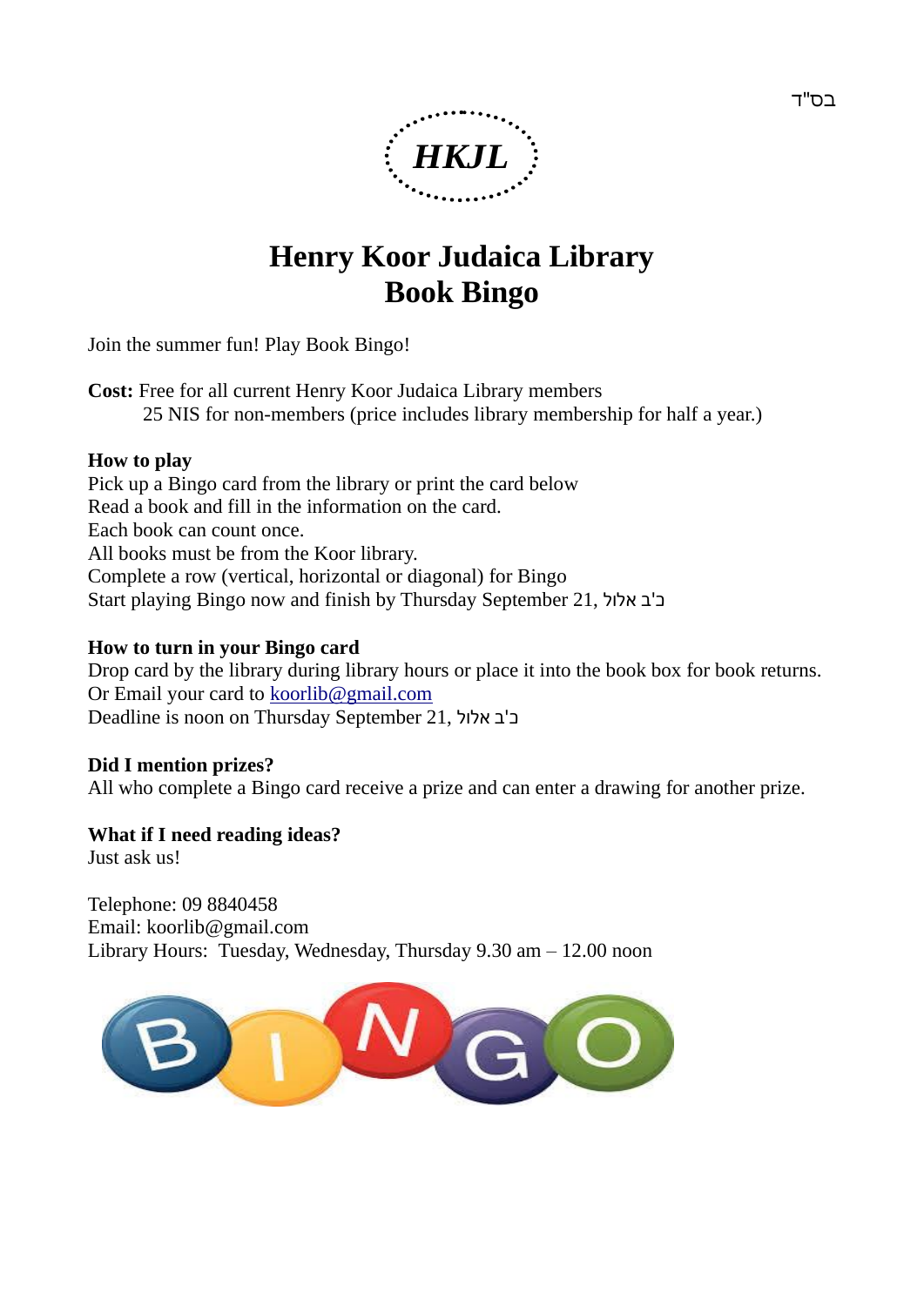בס"ד

*HKJL*

# Henry Koor Judaica Library
# Book Bingo

Join the summer fun! Play Book Bingo!

**Cost:** Free for all current Henry Koor Judaica Library members
25 NIS for non-members (price includes library membership for half a year.)

**How to play**
Pick up a Bingo card from the library or print the card below
Read a book and fill in the information on the card.
Each book can count once.
All books must be from the Koor library.
Complete a row (vertical, horizontal or diagonal) for Bingo
Start playing Bingo now and finish by Thursday September 21, כ'ב אלול

**How to turn in your Bingo card**
Drop card by the library during library hours or place it into the book box for book returns.
Or Email your card to koorlib@gmail.com
Deadline is noon on Thursday September 21, כ'ב אלול

**Did I mention prizes?**
All who complete a Bingo card receive a prize and can enter a drawing for another prize.

**What if I need reading ideas?**
Just ask us!

Telephone: 09 8840458
Email: koorlib@gmail.com
Library Hours: Tuesday, Wednesday, Thursday 9.30 am – 12.00 noon

BINGO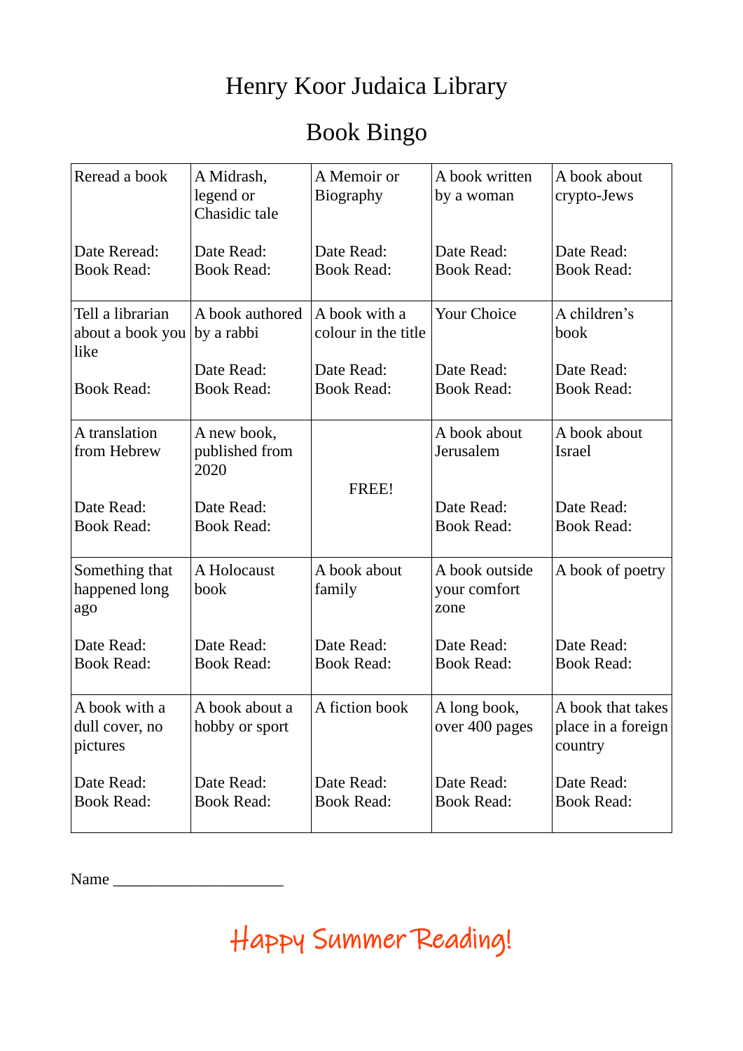# Henry Koor Judaica Library

## Book Bingo

| | | | | |
|---|---|---|---|---|
| Reread a book<br><br>Date Reread:<br>Book Read: | A Midrash, legend or Chasidic tale<br><br>Date Read:<br>Book Read: | A Memoir or Biography<br><br>Date Read:<br>Book Read: | A book written by a woman<br><br>Date Read:<br>Book Read: | A book about crypto-Jews<br><br>Date Read:<br>Book Read: |
| Tell a librarian about a book you like<br><br>Book Read: | A book authored by a rabbi<br><br>Date Read:<br>Book Read: | A book with a colour in the title<br><br>Date Read:<br>Book Read: | Your Choice<br><br>Date Read:<br>Book Read: | A children's book<br><br>Date Read:<br>Book Read: |
| A translation from Hebrew<br><br>Date Read:<br>Book Read: | A new book, published from 2020<br><br>Date Read:<br>Book Read: | FREE! | A book about Jerusalem<br><br>Date Read:<br>Book Read: | A book about Israel<br><br>Date Read:<br>Book Read: |
| Something that happened long ago<br><br>Date Read:<br>Book Read: | A Holocaust book<br><br>Date Read:<br>Book Read: | A book about family<br><br>Date Read:<br>Book Read: | A book outside your comfort zone<br><br>Date Read:<br>Book Read: | A book of poetry<br><br>Date Read:<br>Book Read: |
| A book with a dull cover, no pictures<br><br>Date Read:<br>Book Read: | A book about a hobby or sport<br><br>Date Read:<br>Book Read: | A fiction book<br><br>Date Read:<br>Book Read: | A long book, over 400 pages<br><br>Date Read:<br>Book Read: | A book that takes place in a foreign country<br><br>Date Read:<br>Book Read: |

Name ______________________

Happy Summer Reading!